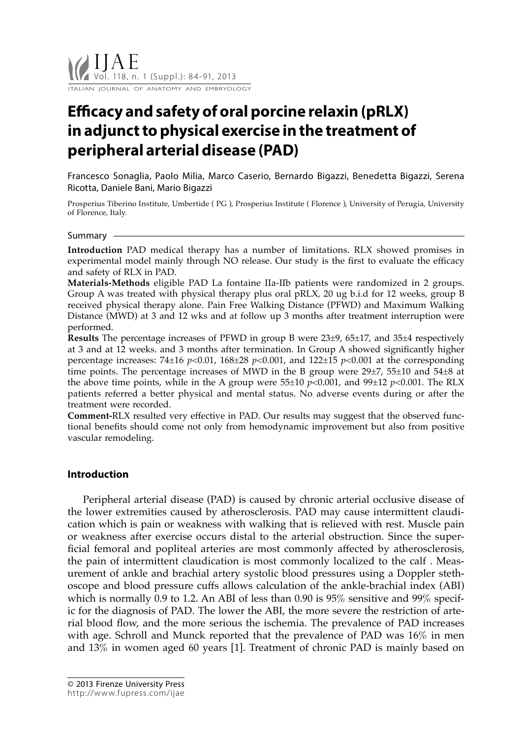# Efficacy and safety of oral porcine relaxin (pRLX) in adjunct to physical exercise in the treatment of peripheral arterial disease (PAD)

Francesco Sonaglia, Paolo Milia, Marco Caserio, Bernardo Bigazzi, Benedetta Bigazzi, Serena Ricotta, Daniele Bani, Mario Bigazzi

Prosperius Tiberino Institute, Umbertide ( PG ), Prosperius Institute ( Florence ), University of Perugia, University of Florence, Italy.

## Summary

**Introduction** PAD medical therapy has a number of limitations. RLX showed promises in experimental model mainly through NO release. Our study is the first to evaluate the efficacy and safety of RLX in PAD.

**Materials-Methods** eligible PAD La fontaine IIa-IIb patients were randomized in 2 groups. Group A was treated with physical therapy plus oral pRLX, 20 ug b.i.d for 12 weeks, group B received physical therapy alone. Pain Free Walking Distance (PFWD) and Maximum Walking Distance (MWD) at 3 and 12 wks and at follow up 3 months after treatment interruption were performed.

**Results** The percentage increases of PFWD in group B were 23±9, 65±17, and 35±4 respectively at 3 and at 12 weeks. and 3 months after termination. In Group A showed significantly higher percentage increases: 74±16 $p<0.01$, 168±28 $p<0.001$, and 122±15 $p<0.001$ at the corresponding time points. The percentage increases of MWD in the B group were 29±7, 55±10 and 54±8 at the above time points, while in the A group were 55±10 $p<0.001$, and 99±12 $p<0.001$. The RLX patients referred a better physical and mental status. No adverse events during or after the treatment were recorded.

**Comment-**RLX resulted very effective in PAD. Our results may suggest that the observed functional benefits should come not only from hemodynamic improvement but also from positive vascular remodeling.

## Introduction

Peripheral arterial disease (PAD) is caused by chronic arterial occlusive disease of the lower extremities caused by atherosclerosis. PAD may cause intermittent claudication which is pain or weakness with walking that is relieved with rest. Muscle pain or weakness after exercise occurs distal to the arterial obstruction. Since the superficial femoral and popliteal arteries are most commonly affected by atherosclerosis, the pain of intermittent claudication is most commonly localized to the calf . Measurement of ankle and brachial artery systolic blood pressures using a Doppler stethoscope and blood pressure cuffs allows calculation of the ankle-brachial index (ABI) which is normally 0.9 to 1.2. An ABI of less than 0.90 is 95% sensitive and 99% specific for the diagnosis of PAD. The lower the ABI, the more severe the restriction of arterial blood flow, and the more serious the ischemia. The prevalence of PAD increases with age. Schroll and Munck reported that the prevalence of PAD was 16% in men and 13% in women aged 60 years [1]. Treatment of chronic PAD is mainly based on

© 2013 Firenze University Press
http://www.fupress.com/ijae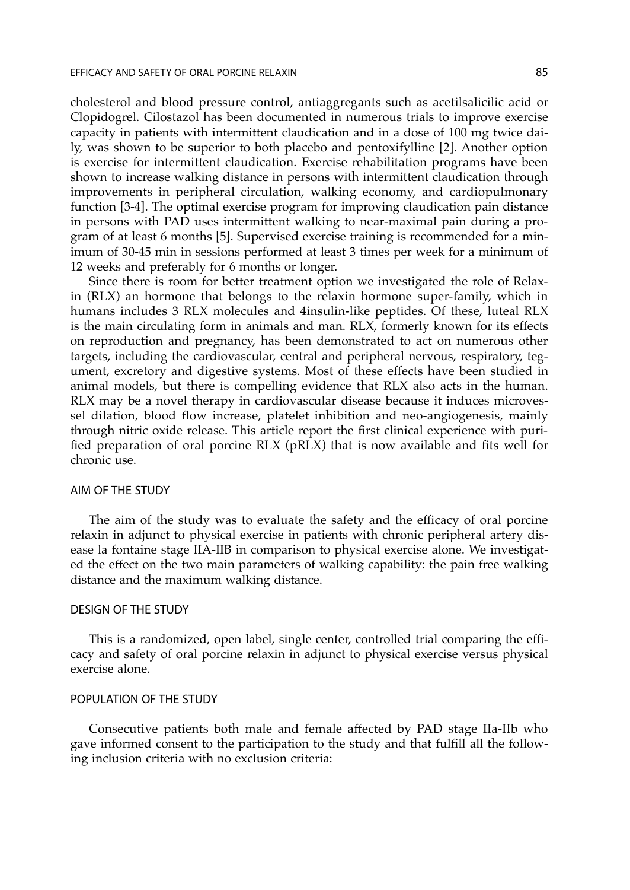cholesterol and blood pressure control, antiaggregants such as acetilsalicilic acid or Clopidogrel. Cilostazol has been documented in numerous trials to improve exercise capacity in patients with intermittent claudication and in a dose of 100 mg twice daily, was shown to be superior to both placebo and pentoxifylline [2]. Another option is exercise for intermittent claudication. Exercise rehabilitation programs have been shown to increase walking distance in persons with intermittent claudication through improvements in peripheral circulation, walking economy, and cardiopulmonary function [3-4]. The optimal exercise program for improving claudication pain distance in persons with PAD uses intermittent walking to near-maximal pain during a program of at least 6 months [5]. Supervised exercise training is recommended for a minimum of 30-45 min in sessions performed at least 3 times per week for a minimum of 12 weeks and preferably for 6 months or longer.

Since there is room for better treatment option we investigated the role of Relaxin (RLX) an hormone that belongs to the relaxin hormone super-family, which in humans includes 3 RLX molecules and 4insulin-like peptides. Of these, luteal RLX is the main circulating form in animals and man. RLX, formerly known for its effects on reproduction and pregnancy, has been demonstrated to act on numerous other targets, including the cardiovascular, central and peripheral nervous, respiratory, tegument, excretory and digestive systems. Most of these effects have been studied in animal models, but there is compelling evidence that RLX also acts in the human. RLX may be a novel therapy in cardiovascular disease because it induces microvessel dilation, blood flow increase, platelet inhibition and neo-angiogenesis, mainly through nitric oxide release. This article report the first clinical experience with purified preparation of oral porcine RLX (pRLX) that is now available and fits well for chronic use.

## AIM OF THE STUDY

The aim of the study was to evaluate the safety and the efficacy of oral porcine relaxin in adjunct to physical exercise in patients with chronic peripheral artery disease la fontaine stage IIA-IIB in comparison to physical exercise alone. We investigated the effect on the two main parameters of walking capability: the pain free walking distance and the maximum walking distance.

## DESIGN OF THE STUDY

This is a randomized, open label, single center, controlled trial comparing the efficacy and safety of oral porcine relaxin in adjunct to physical exercise versus physical exercise alone.

## POPULATION OF THE STUDY

Consecutive patients both male and female affected by PAD stage IIa-IIb who gave informed consent to the participation to the study and that fulfill all the following inclusion criteria with no exclusion criteria: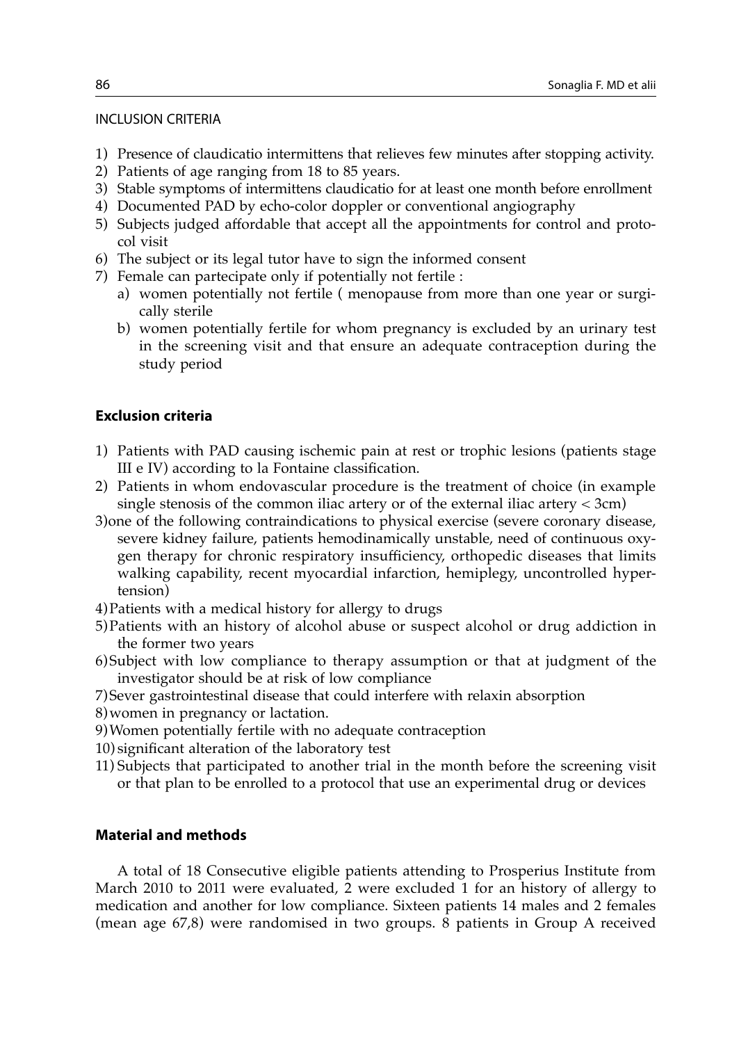INCLUSION CRITERIA

1) Presence of claudicatio intermittens that relieves few minutes after stopping activity.
2) Patients of age ranging from 18 to 85 years.
3) Stable symptoms of intermittens claudicatio for at least one month before enrollment
4) Documented PAD by echo-color doppler or conventional angiography
5) Subjects judged affordable that accept all the appointments for control and protocol visit
6) The subject or its legal tutor have to sign the informed consent
7) Female can partecipate only if potentially not fertile :
   a) women potentially not fertile ( menopause from more than one year or surgically sterile
   b) women potentially fertile for whom pregnancy is excluded by an urinary test in the screening visit and that ensure an adequate contraception during the study period

### Exclusion criteria

1) Patients with PAD causing ischemic pain at rest or trophic lesions (patients stage III e IV) according to la Fontaine classification.
2) Patients in whom endovascular procedure is the treatment of choice (in example single stenosis of the common iliac artery or of the external iliac artery < 3cm)
3) one of the following contraindications to physical exercise (severe coronary disease, severe kidney failure, patients hemodinamically unstable, need of continuous oxygen therapy for chronic respiratory insufficiency, orthopedic diseases that limits walking capability, recent myocardial infarction, hemiplegy, uncontrolled hypertension)
4) Patients with a medical history for allergy to drugs
5) Patients with an history of alcohol abuse or suspect alcohol or drug addiction in the former two years
6) Subject with low compliance to therapy assumption or that at judgment of the investigator should be at risk of low compliance
7) Sever gastrointestinal disease that could interfere with relaxin absorption
8) women in pregnancy or lactation.
9) Women potentially fertile with no adequate contraception
10) significant alteration of the laboratory test
11) Subjects that participated to another trial in the month before the screening visit or that plan to be enrolled to a protocol that use an experimental drug or devices

### Material and methods

A total of 18 Consecutive eligible patients attending to Prosperius Institute from March 2010 to 2011 were evaluated, 2 were excluded 1 for an history of allergy to medication and another for low compliance. Sixteen patients 14 males and 2 females (mean age 67,8) were randomised in two groups. 8 patients in Group A received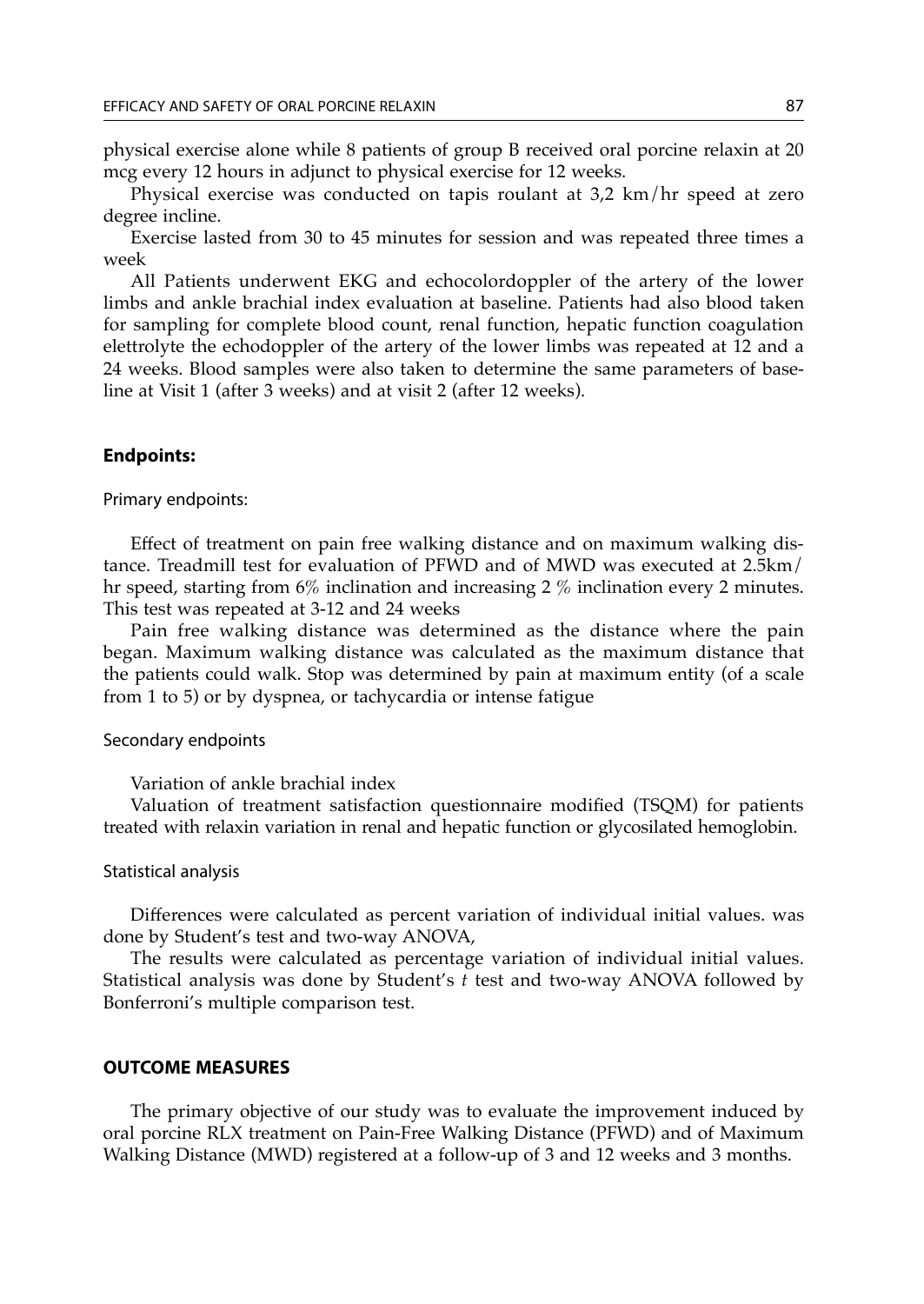physical exercise alone while 8 patients of group B received oral porcine relaxin at 20 mcg every 12 hours in adjunct to physical exercise for 12 weeks.

Physical exercise was conducted on tapis roulant at 3,2 km/hr speed at zero degree incline.

Exercise lasted from 30 to 45 minutes for session and was repeated three times a week

All Patients underwent EKG and echocolordoppler of the artery of the lower limbs and ankle brachial index evaluation at baseline. Patients had also blood taken for sampling for complete blood count, renal function, hepatic function coagulation elettrolyte the echodoppler of the artery of the lower limbs was repeated at 12 and a 24 weeks. Blood samples were also taken to determine the same parameters of baseline at Visit 1 (after 3 weeks) and at visit 2 (after 12 weeks).

## Endpoints:

### Primary endpoints:

Effect of treatment on pain free walking distance and on maximum walking distance. Treadmill test for evaluation of PFWD and of MWD was executed at 2.5km/hr speed, starting from 6% inclination and increasing 2 % inclination every 2 minutes. This test was repeated at 3-12 and 24 weeks

Pain free walking distance was determined as the distance where the pain began. Maximum walking distance was calculated as the maximum distance that the patients could walk. Stop was determined by pain at maximum entity (of a scale from 1 to 5) or by dyspnea, or tachycardia or intense fatigue

### Secondary endpoints

Variation of ankle brachial index

Valuation of treatment satisfaction questionnaire modified (TSQM) for patients treated with relaxin variation in renal and hepatic function or glycosilated hemoglobin.

### Statistical analysis

Differences were calculated as percent variation of individual initial values. was done by Student's test and two-way ANOVA,

The results were calculated as percentage variation of individual initial values. Statistical analysis was done by Student's *t* test and two-way ANOVA followed by Bonferroni's multiple comparison test.

## OUTCOME MEASURES

The primary objective of our study was to evaluate the improvement induced by oral porcine RLX treatment on Pain-Free Walking Distance (PFWD) and of Maximum Walking Distance (MWD) registered at a follow-up of 3 and 12 weeks and 3 months.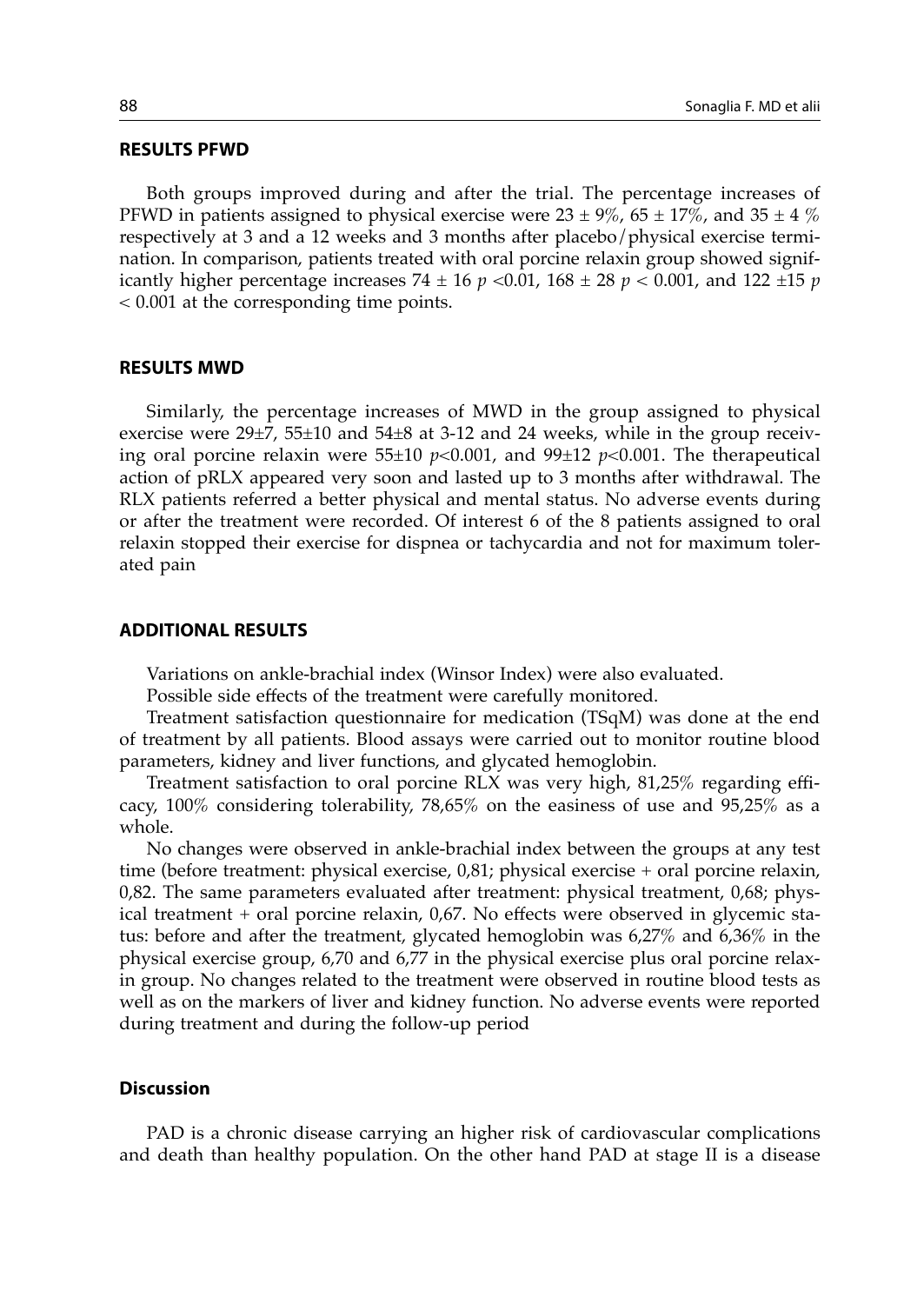## RESULTS PFWD

Both groups improved during and after the trial. The percentage increases of PFWD in patients assigned to physical exercise were $23 \pm 9\%$, $65 \pm 17\%$, and $35 \pm 4\ \%$ respectively at 3 and a 12 weeks and 3 months after placebo/physical exercise termination. In comparison, patients treated with oral porcine relaxin group showed significantly higher percentage increases $74 \pm 16$ $p < 0.01$, $168 \pm 28$ $p < 0.001$, and $122 \pm 15$ $p < 0.001$ at the corresponding time points.

## RESULTS MWD

Similarly, the percentage increases of MWD in the group assigned to physical exercise were 29±7, 55±10 and 54±8 at 3-12 and 24 weeks, while in the group receiving oral porcine relaxin were 55±10 $p<0.001$, and 99±12 $p<0.001$. The therapeutical action of pRLX appeared very soon and lasted up to 3 months after withdrawal. The RLX patients referred a better physical and mental status. No adverse events during or after the treatment were recorded. Of interest 6 of the 8 patients assigned to oral relaxin stopped their exercise for dispnea or tachycardia and not for maximum tolerated pain

## ADDITIONAL RESULTS

Variations on ankle-brachial index (Winsor Index) were also evaluated.

Possible side effects of the treatment were carefully monitored.

Treatment satisfaction questionnaire for medication (TSqM) was done at the end of treatment by all patients. Blood assays were carried out to monitor routine blood parameters, kidney and liver functions, and glycated hemoglobin.

Treatment satisfaction to oral porcine RLX was very high, 81,25% regarding efficacy, 100% considering tolerability, 78,65% on the easiness of use and 95,25% as a whole.

No changes were observed in ankle-brachial index between the groups at any test time (before treatment: physical exercise, 0,81; physical exercise + oral porcine relaxin, 0,82. The same parameters evaluated after treatment: physical treatment, 0,68; physical treatment + oral porcine relaxin, 0,67. No effects were observed in glycemic status: before and after the treatment, glycated hemoglobin was 6,27% and 6,36% in the physical exercise group, 6,70 and 6,77 in the physical exercise plus oral porcine relaxin group. No changes related to the treatment were observed in routine blood tests as well as on the markers of liver and kidney function. No adverse events were reported during treatment and during the follow-up period

## Discussion

PAD is a chronic disease carrying an higher risk of cardiovascular complications and death than healthy population. On the other hand PAD at stage II is a disease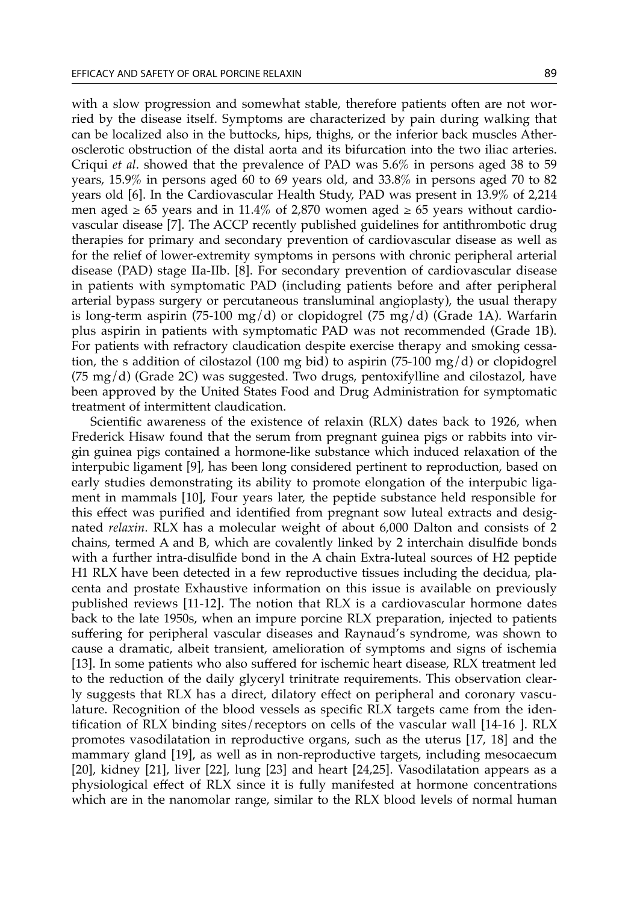with a slow progression and somewhat stable, therefore patients often are not worried by the disease itself. Symptoms are characterized by pain during walking that can be localized also in the buttocks, hips, thighs, or the inferior back muscles Atherosclerotic obstruction of the distal aorta and its bifurcation into the two iliac arteries. Criqui *et al*. showed that the prevalence of PAD was 5.6% in persons aged 38 to 59 years, 15.9% in persons aged 60 to 69 years old, and 33.8% in persons aged 70 to 82 years old [6]. In the Cardiovascular Health Study, PAD was present in 13.9% of 2,214 men aged ≥ 65 years and in 11.4% of 2,870 women aged ≥ 65 years without cardiovascular disease [7]. The ACCP recently published guidelines for antithrombotic drug therapies for primary and secondary prevention of cardiovascular disease as well as for the relief of lower-extremity symptoms in persons with chronic peripheral arterial disease (PAD) stage IIa-IIb. [8]. For secondary prevention of cardiovascular disease in patients with symptomatic PAD (including patients before and after peripheral arterial bypass surgery or percutaneous transluminal angioplasty), the usual therapy is long-term aspirin (75-100 mg/d) or clopidogrel (75 mg/d) (Grade 1A). Warfarin plus aspirin in patients with symptomatic PAD was not recommended (Grade 1B). For patients with refractory claudication despite exercise therapy and smoking cessation, the s addition of cilostazol (100 mg bid) to aspirin (75-100 mg/d) or clopidogrel (75 mg/d) (Grade 2C) was suggested. Two drugs, pentoxifylline and cilostazol, have been approved by the United States Food and Drug Administration for symptomatic treatment of intermittent claudication.

Scientific awareness of the existence of relaxin (RLX) dates back to 1926, when Frederick Hisaw found that the serum from pregnant guinea pigs or rabbits into virgin guinea pigs contained a hormone-like substance which induced relaxation of the interpubic ligament [9], has been long considered pertinent to reproduction, based on early studies demonstrating its ability to promote elongation of the interpubic ligament in mammals [10], Four years later, the peptide substance held responsible for this effect was purified and identified from pregnant sow luteal extracts and designated *relaxin.* RLX has a molecular weight of about 6,000 Dalton and consists of 2 chains, termed A and B, which are covalently linked by 2 interchain disulfide bonds with a further intra-disulfide bond in the A chain Extra-luteal sources of H2 peptide H1 RLX have been detected in a few reproductive tissues including the decidua, placenta and prostate Exhaustive information on this issue is available on previously published reviews [11-12]. The notion that RLX is a cardiovascular hormone dates back to the late 1950s, when an impure porcine RLX preparation, injected to patients suffering for peripheral vascular diseases and Raynaud's syndrome, was shown to cause a dramatic, albeit transient, amelioration of symptoms and signs of ischemia [13]. In some patients who also suffered for ischemic heart disease, RLX treatment led to the reduction of the daily glyceryl trinitrate requirements. This observation clearly suggests that RLX has a direct, dilatory effect on peripheral and coronary vasculature. Recognition of the blood vessels as specific RLX targets came from the identification of RLX binding sites/receptors on cells of the vascular wall [14-16 ]. RLX promotes vasodilatation in reproductive organs, such as the uterus [17, 18] and the mammary gland [19], as well as in non-reproductive targets, including mesocaecum [20], kidney [21], liver [22], lung [23] and heart [24,25]. Vasodilatation appears as a physiological effect of RLX since it is fully manifested at hormone concentrations which are in the nanomolar range, similar to the RLX blood levels of normal human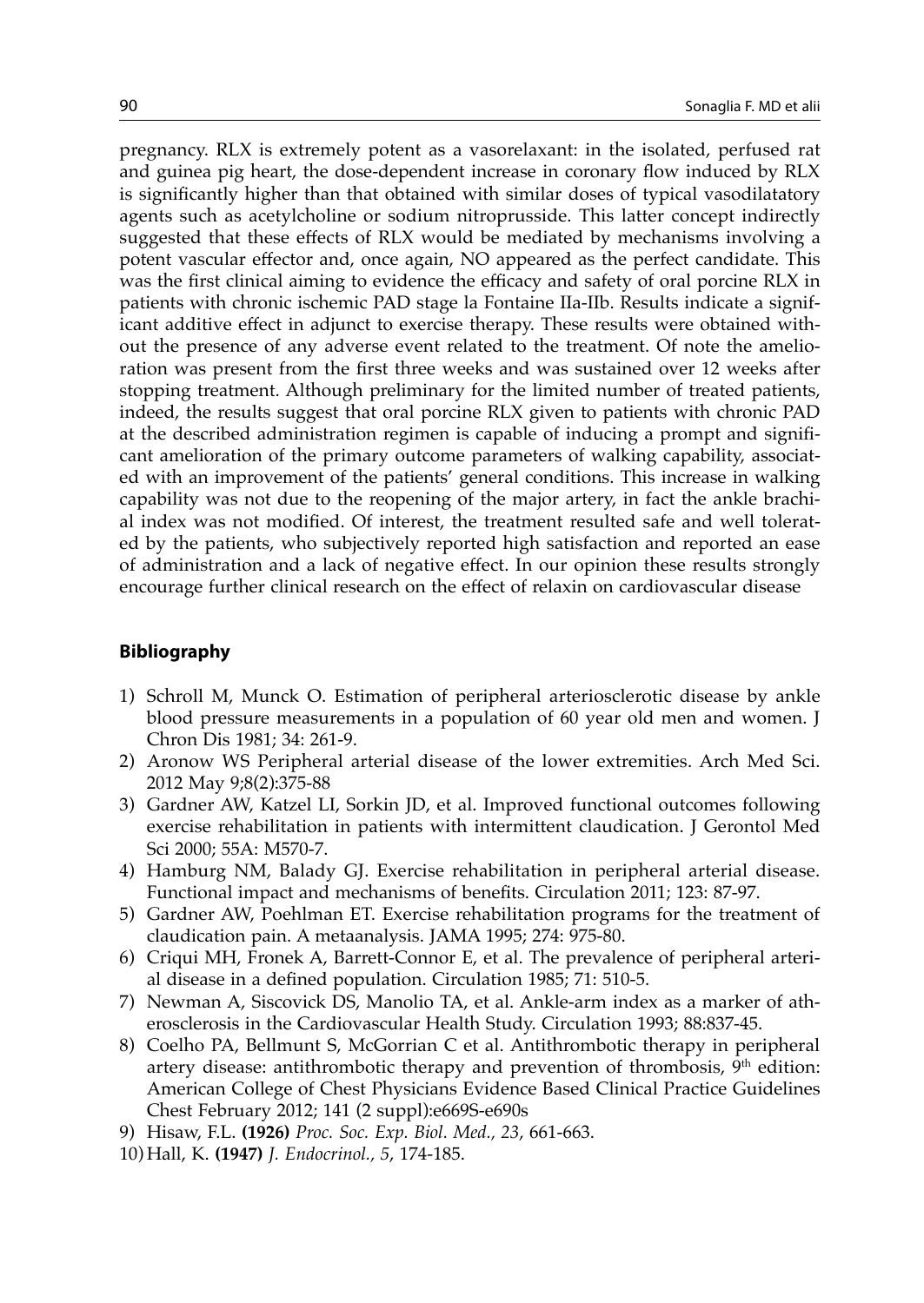pregnancy. RLX is extremely potent as a vasorelaxant: in the isolated, perfused rat and guinea pig heart, the dose-dependent increase in coronary flow induced by RLX is significantly higher than that obtained with similar doses of typical vasodilatatory agents such as acetylcholine or sodium nitroprusside. This latter concept indirectly suggested that these effects of RLX would be mediated by mechanisms involving a potent vascular effector and, once again, NO appeared as the perfect candidate. This was the first clinical aiming to evidence the efficacy and safety of oral porcine RLX in patients with chronic ischemic PAD stage la Fontaine IIa-IIb. Results indicate a significant additive effect in adjunct to exercise therapy. These results were obtained without the presence of any adverse event related to the treatment. Of note the amelioration was present from the first three weeks and was sustained over 12 weeks after stopping treatment. Although preliminary for the limited number of treated patients, indeed, the results suggest that oral porcine RLX given to patients with chronic PAD at the described administration regimen is capable of inducing a prompt and significant amelioration of the primary outcome parameters of walking capability, associated with an improvement of the patients' general conditions. This increase in walking capability was not due to the reopening of the major artery, in fact the ankle brachial index was not modified. Of interest, the treatment resulted safe and well tolerated by the patients, who subjectively reported high satisfaction and reported an ease of administration and a lack of negative effect. In our opinion these results strongly encourage further clinical research on the effect of relaxin on cardiovascular disease

## Bibliography

1) Schroll M, Munck O. Estimation of peripheral arteriosclerotic disease by ankle blood pressure measurements in a population of 60 year old men and women. J Chron Dis 1981; 34: 261-9.
2) Aronow WS Peripheral arterial disease of the lower extremities. Arch Med Sci. 2012 May 9;8(2):375-88
3) Gardner AW, Katzel LI, Sorkin JD, et al. Improved functional outcomes following exercise rehabilitation in patients with intermittent claudication. J Gerontol Med Sci 2000; 55A: M570-7.
4) Hamburg NM, Balady GJ. Exercise rehabilitation in peripheral arterial disease. Functional impact and mechanisms of benefits. Circulation 2011; 123: 87-97.
5) Gardner AW, Poehlman ET. Exercise rehabilitation programs for the treatment of claudication pain. A metaanalysis. JAMA 1995; 274: 975-80.
6) Criqui MH, Fronek A, Barrett-Connor E, et al. The prevalence of peripheral arterial disease in a defined population. Circulation 1985; 71: 510-5.
7) Newman A, Siscovick DS, Manolio TA, et al. Ankle-arm index as a marker of atherosclerosis in the Cardiovascular Health Study. Circulation 1993; 88:837-45.
8) Coelho PA, Bellmunt S, McGorrian C et al. Antithrombotic therapy in peripheral artery disease: antithrombotic therapy and prevention of thrombosis, 9th edition: American College of Chest Physicians Evidence Based Clinical Practice Guidelines Chest February 2012; 141 (2 suppl):e669S-e690s
9) Hisaw, F.L. **(1926)** *Proc. Soc. Exp. Biol. Med., 23*, 661-663.
10) Hall, K. **(1947)** *J. Endocrinol., 5*, 174-185.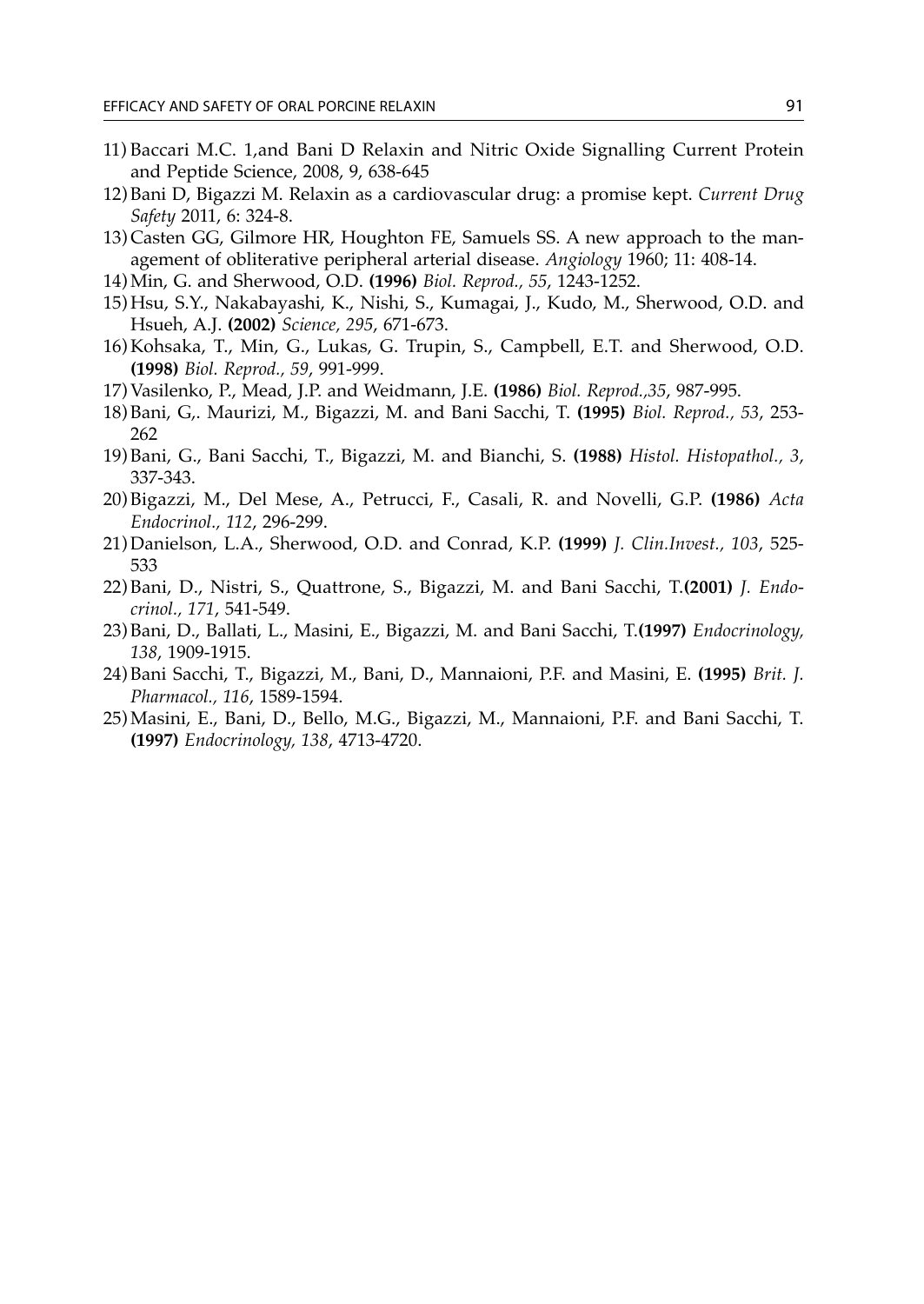11) Baccari M.C. 1,and Bani D Relaxin and Nitric Oxide Signalling Current Protein and Peptide Science, 2008, 9, 638-645
12) Bani D, Bigazzi M. Relaxin as a cardiovascular drug: a promise kept. *Current Drug Safety* 2011, 6: 324-8.
13) Casten GG, Gilmore HR, Houghton FE, Samuels SS. A new approach to the management of obliterative peripheral arterial disease. *Angiology* 1960; 11: 408-14.
14) Min, G. and Sherwood, O.D. **(1996)** *Biol. Reprod., 55*, 1243-1252.
15) Hsu, S.Y., Nakabayashi, K., Nishi, S., Kumagai, J., Kudo, M., Sherwood, O.D. and Hsueh, A.J. **(2002)** *Science, 295*, 671-673.
16) Kohsaka, T., Min, G., Lukas, G. Trupin, S., Campbell, E.T. and Sherwood, O.D. **(1998)** *Biol. Reprod., 59*, 991-999.
17) Vasilenko, P., Mead, J.P. and Weidmann, J.E. **(1986)** *Biol. Reprod.,35*, 987-995.
18) Bani, G,. Maurizi, M., Bigazzi, M. and Bani Sacchi, T. **(1995)** *Biol. Reprod., 53*, 253-262
19) Bani, G., Bani Sacchi, T., Bigazzi, M. and Bianchi, S. **(1988)** *Histol. Histopathol., 3*, 337-343.
20) Bigazzi, M., Del Mese, A., Petrucci, F., Casali, R. and Novelli, G.P. **(1986)** *Acta Endocrinol., 112*, 296-299.
21) Danielson, L.A., Sherwood, O.D. and Conrad, K.P. **(1999)** *J. Clin.Invest., 103*, 525-533
22) Bani, D., Nistri, S., Quattrone, S., Bigazzi, M. and Bani Sacchi, T.**(2001)** *J. Endocrinol., 171*, 541-549.
23) Bani, D., Ballati, L., Masini, E., Bigazzi, M. and Bani Sacchi, T.**(1997)** *Endocrinology, 138*, 1909-1915.
24) Bani Sacchi, T., Bigazzi, M., Bani, D., Mannaioni, P.F. and Masini, E. **(1995)** *Brit. J. Pharmacol., 116*, 1589-1594.
25) Masini, E., Bani, D., Bello, M.G., Bigazzi, M., Mannaioni, P.F. and Bani Sacchi, T. **(1997)** *Endocrinology, 138*, 4713-4720.